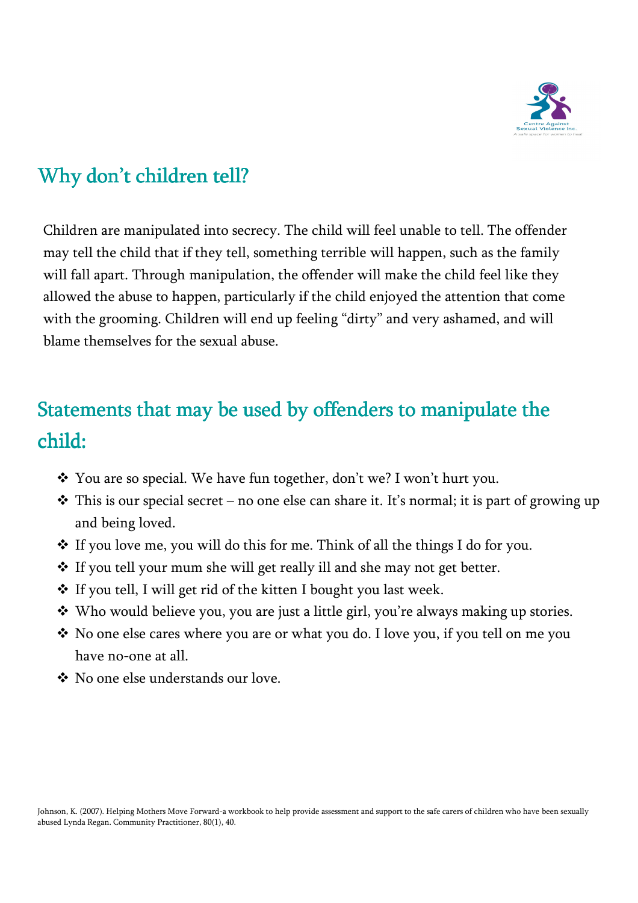## Why don't children tell?

Children are manipulated into secrecy. The child will feel unable to tell. The offender may tell the child that if they tell, something terrible will happen, such as the family will fall apart. Through manipulation, the offender will make the child feel like they allowed the abuse to happen, particularly if the child enjoyed the attention that come with the grooming. Children will end up feeling "dirty" and very ashamed, and will blame themselves for the sexual abuse.

## Statements that may be used by offenders to manipulate the child:

- You are so special. We have fun together, don't we? I won't hurt you.
- This is our special secret – no one else can share it. It's normal; it is part of growing up and being loved.
- If you love me, you will do this for me. Think of all the things I do for you.
- If you tell your mum she will get really ill and she may not get better.
- If you tell, I will get rid of the kitten I bought you last week.
- Who would believe you, you are just a little girl, you're always making up stories.
- No one else cares where you are or what you do. I love you, if you tell on me you have no-one at all.
- No one else understands our love.

Johnson, K. (2007). Helping Mothers Move Forward-a workbook to help provide assessment and support to the safe carers of children who have been sexually abused Lynda Regan. Community Practitioner, 80(1), 40.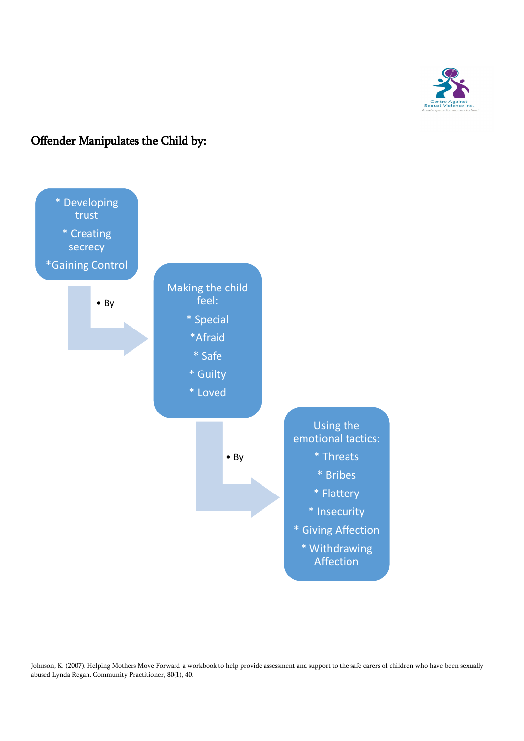# Offender Manipulates the Child by:

* Developing trust
* Creating secrecy
* Gaining Control

• By

Making the child feel:

* Special
* Afraid
* Safe
* Guilty
* Loved

• By

Using the emotional tactics:

* Threats
* Bribes
* Flattery
* Insecurity
* Giving Affection
* Withdrawing Affection

Johnson, K. (2007). Helping Mothers Move Forward-a workbook to help provide assessment and support to the safe carers of children who have been sexually abused Lynda Regan. Community Practitioner, 80(1), 40.